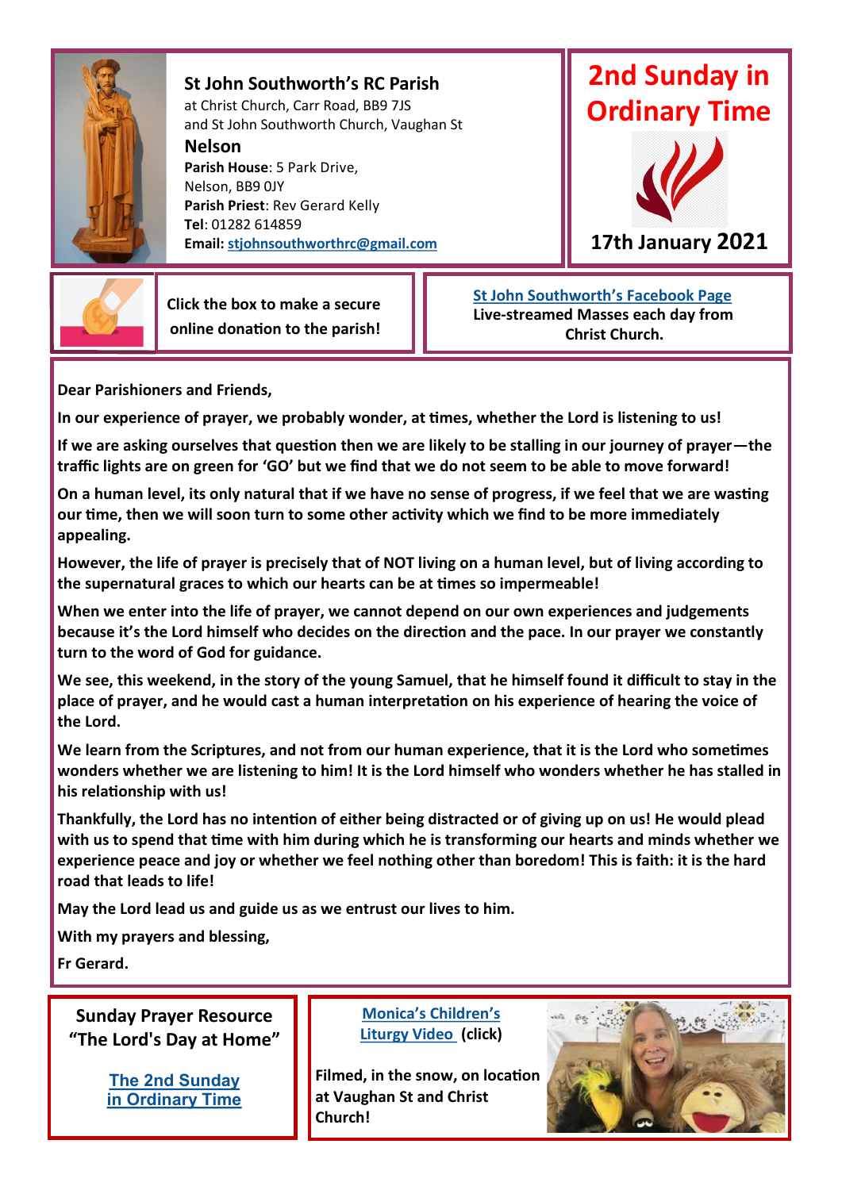## St John Southworth's RC Parish

at Christ Church, Carr Road, BB9 7JS
and St John Southworth Church, Vaughan St

**Nelson**

**Parish House**: 5 Park Drive,
Nelson, BB9 0JY
**Parish Priest**: Rev Gerard Kelly
**Tel**: 01282 614859
**Email:** stjohnsouthworthrc@gmail.com

# 2nd Sunday in Ordinary Time

**17th January 2021**

Click the box to make a secure online donation to the parish!

**St John Southworth's Facebook Page**
**Live-streamed Masses each day from Christ Church.**

**Dear Parishioners and Friends,**

**In our experience of prayer, we probably wonder, at times, whether the Lord is listening to us!**

**If we are asking ourselves that question then we are likely to be stalling in our journey of prayer—the traffic lights are on green for 'GO' but we find that we do not seem to be able to move forward!**

**On a human level, its only natural that if we have no sense of progress, if we feel that we are wasting our time, then we will soon turn to some other activity which we find to be more immediately appealing.**

**However, the life of prayer is precisely that of NOT living on a human level, but of living according to the supernatural graces to which our hearts can be at times so impermeable!**

**When we enter into the life of prayer, we cannot depend on our own experiences and judgements because it's the Lord himself who decides on the direction and the pace. In our prayer we constantly turn to the word of God for guidance.**

**We see, this weekend, in the story of the young Samuel, that he himself found it difficult to stay in the place of prayer, and he would cast a human interpretation on his experience of hearing the voice of the Lord.**

**We learn from the Scriptures, and not from our human experience, that it is the Lord who sometimes wonders whether we are listening to him! It is the Lord himself who wonders whether he has stalled in his relationship with us!**

**Thankfully, the Lord has no intention of either being distracted or of giving up on us! He would plead with us to spend that time with him during which he is transforming our hearts and minds whether we experience peace and joy or whether we feel nothing other than boredom! This is faith: it is the hard road that leads to life!**

**May the Lord lead us and guide us as we entrust our lives to him.**

**With my prayers and blessing,**

**Fr Gerard.**

**Sunday Prayer Resource "The Lord's Day at Home"**

**The 2nd Sunday in Ordinary Time**

**Monica's Children's Liturgy Video (click)**

**Filmed, in the snow, on location at Vaughan St and Christ Church!**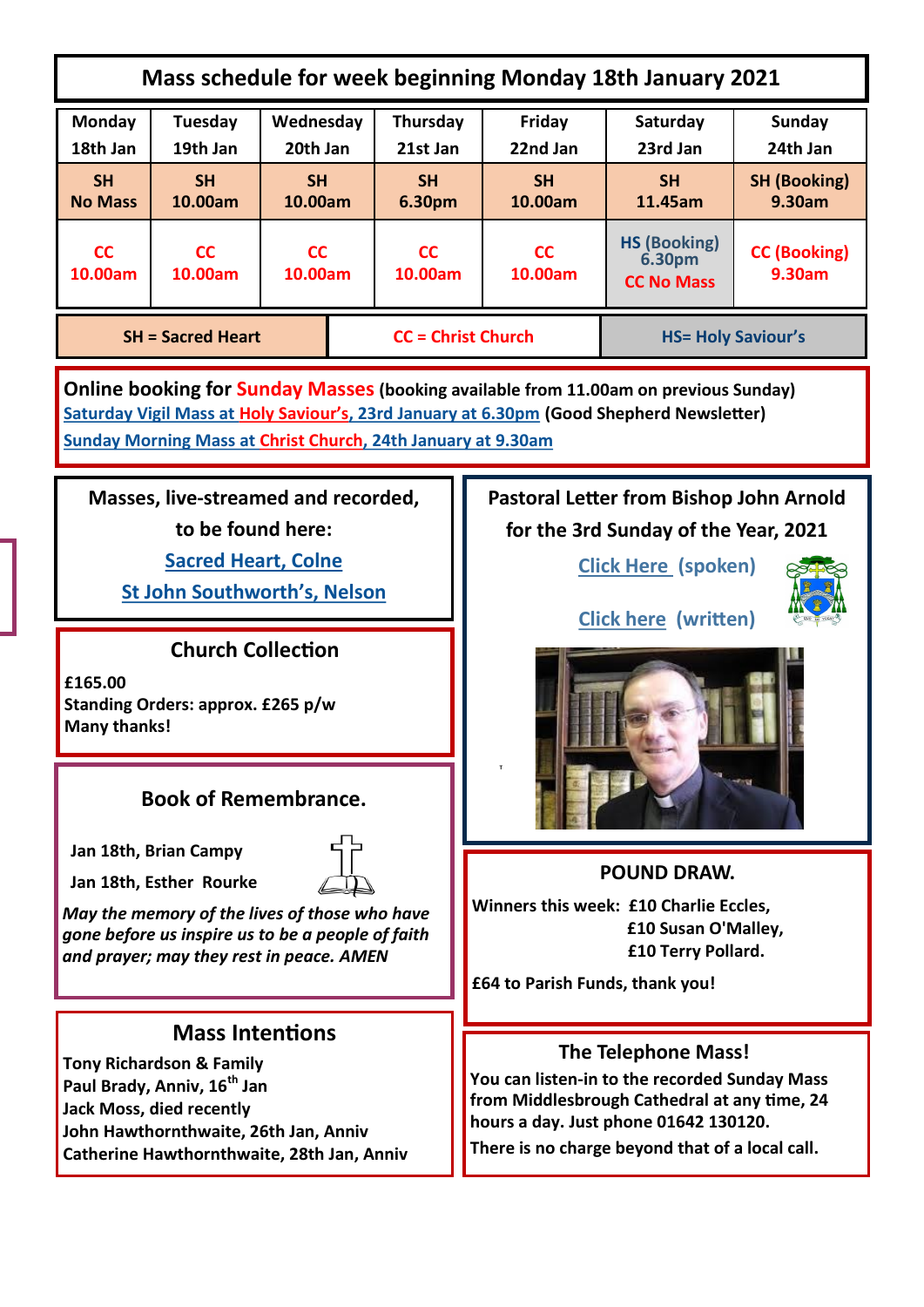## Mass schedule for week beginning Monday 18th January 2021

| Monday 18th Jan | Tuesday 19th Jan | Wednesday 20th Jan | Thursday 21st Jan | Friday 22nd Jan | Saturday 23rd Jan | Sunday 24th Jan |
|---|---|---|---|---|---|---|
| SH No Mass | SH 10.00am | SH 10.00am | SH 6.30pm | SH 10.00am | SH 11.45am | SH (Booking) 9.30am |
| CC 10.00am | CC 10.00am | CC 10.00am | CC 10.00am | CC 10.00am | HS (Booking) 6.30pm CC No Mass | CC (Booking) 9.30am |

| | | |
|---|---|---|
| SH = Sacred Heart | CC = Christ Church | HS= Holy Saviour's |

**Online booking for Sunday Masses** (booking available from 11.00am on previous Sunday)

Saturday Vigil Mass at Holy Saviour's, 23rd January at 6.30pm (Good Shepherd Newsletter)

Sunday Morning Mass at Christ Church, 24th January at 9.30am

### Masses, live-streamed and recorded, to be found here:

Sacred Heart, Colne

St John Southworth's, Nelson

### Church Collection

£165.00
Standing Orders: approx. £265 p/w
Many thanks!

### Book of Remembrance.

Jan 18th, Brian Campy

Jan 18th, Esther Rourke

*May the memory of the lives of those who have gone before us inspire us to be a people of faith and prayer; may they rest in peace. AMEN*

### Mass Intentions

Tony Richardson & Family
Paul Brady, Anniv, 16th Jan
Jack Moss, died recently
John Hawthornthwaite, 26th Jan, Anniv
Catherine Hawthornthwaite, 28th Jan, Anniv

### Pastoral Letter from Bishop John Arnold for the 3rd Sunday of the Year, 2021

Click Here (spoken)

Click here (written)

### POUND DRAW.

Winners this week: £10 Charlie Eccles,
£10 Susan O'Malley,
£10 Terry Pollard.

£64 to Parish Funds, thank you!

### The Telephone Mass!

You can listen-in to the recorded Sunday Mass from Middlesbrough Cathedral at any time, 24 hours a day. Just phone 01642 130120.

There is no charge beyond that of a local call.